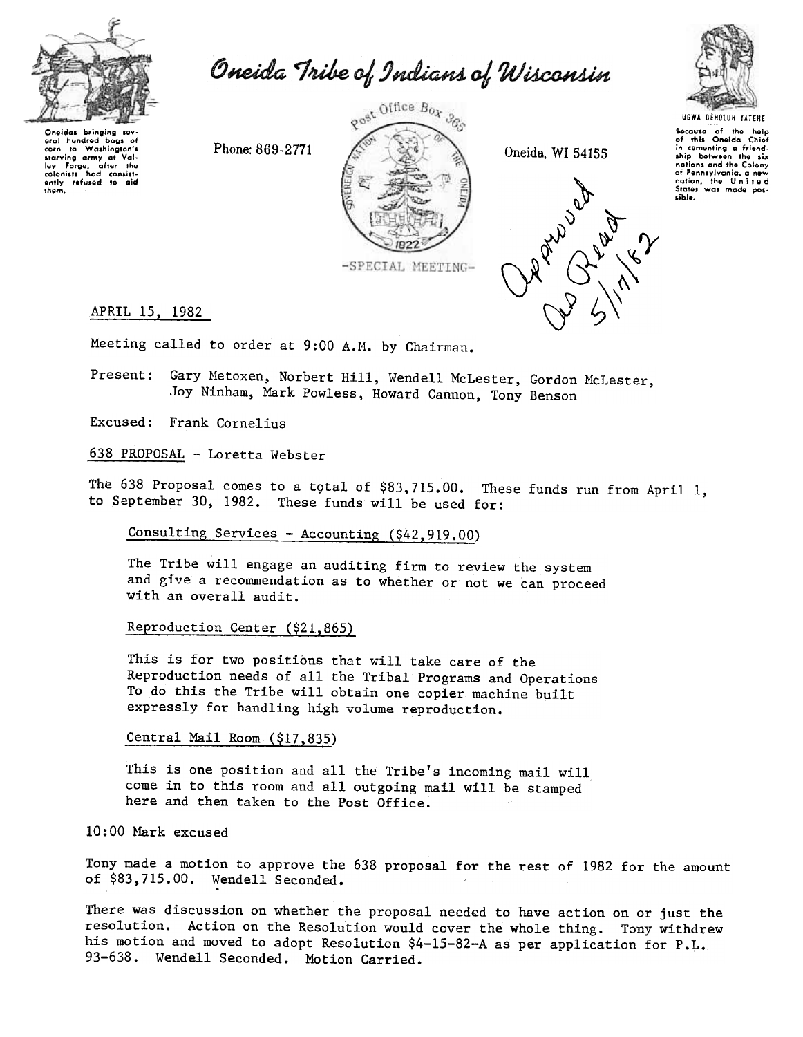# Oneida Tribe of Indians of Wisconsin

Oneidas bringing several hundred bags of corn to Washington's starving army at Valley Forge, after the colonists had consistently refused to aid them.

Phone: 869-2771

Post Office Box 365

Oneida, WI 54155

UGWA DEHOLUH YATEHE

Because of the help of this Oneida Chief in cementing a friendship between the six nations and the Colony of Pennsylvania, a new nation, the United States was made possible.

-SPECIAL MEETING-

Approved As Read 5/17/82

APRIL 15, 1982

Meeting called to order at 9:00 A.M. by Chairman.

Present: Gary Metoxen, Norbert Hill, Wendell McLester, Gordon McLester, Joy Ninham, Mark Powless, Howard Cannon, Tony Benson

Excused: Frank Cornelius

638 PROPOSAL - Loretta Webster

The 638 Proposal comes to a total of $83,715.00. These funds run from April 1, to September 30, 1982. These funds will be used for:

Consulting Services - Accounting ($42,919.00)

The Tribe will engage an auditing firm to review the system and give a recommendation as to whether or not we can proceed with an overall audit.

Reproduction Center ($21,865)

This is for two positions that will take care of the Reproduction needs of all the Tribal Programs and Operations To do this the Tribe will obtain one copier machine built expressly for handling high volume reproduction.

Central Mail Room ($17,835)

This is one position and all the Tribe's incoming mail will come in to this room and all outgoing mail will be stamped here and then taken to the Post Office.

10:00 Mark excused

Tony made a motion to approve the 638 proposal for the rest of 1982 for the amount of $83,715.00. Wendell Seconded.

There was discussion on whether the proposal needed to have action on or just the resolution. Action on the Resolution would cover the whole thing. Tony withdrew his motion and moved to adopt Resolution $4-15-82-A as per application for P.L. 93-638. Wendell Seconded. Motion Carried.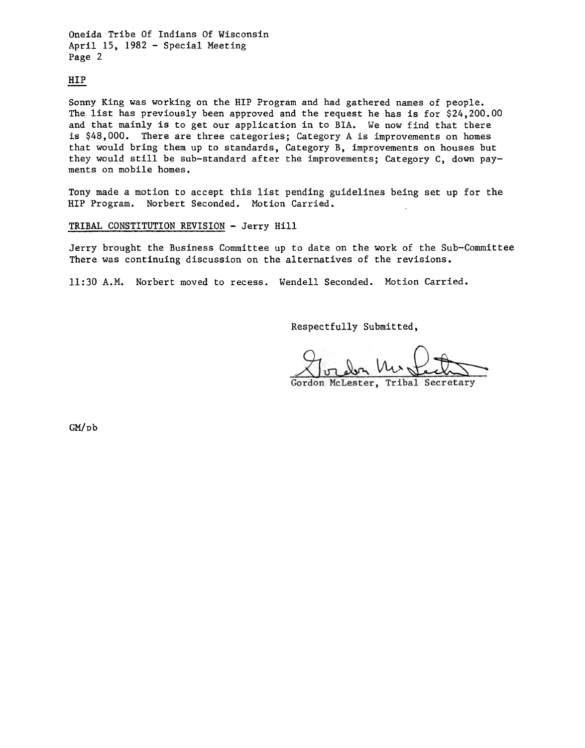## HIP

Sonny King was working on the HIP Program and had gathered names of people. The list has previously been approved and the request he has is for $24,200.00 and that mainly is to get our application in to BIA. We now find that there is $48,000. There are three categories; Category A is improvements on homes that would bring them up to standards, Category B, improvements on houses but they would still be sub-standard after the improvements; Category C, down payments on mobile homes.

Tony made a motion to accept this list pending guidelines being set up for the HIP Program. Norbert Seconded. Motion Carried.

## TRIBAL CONSTITUTION REVISION - Jerry Hill

Jerry brought the Business Committee up to date on the work of the Sub-Committee There was continuing discussion on the alternatives of the revisions.

11:30 A.M. Norbert moved to recess. Wendell Seconded. Motion Carried.

Respectfully Submitted,

Gordon McLester, Tribal Secretary

GM/pb